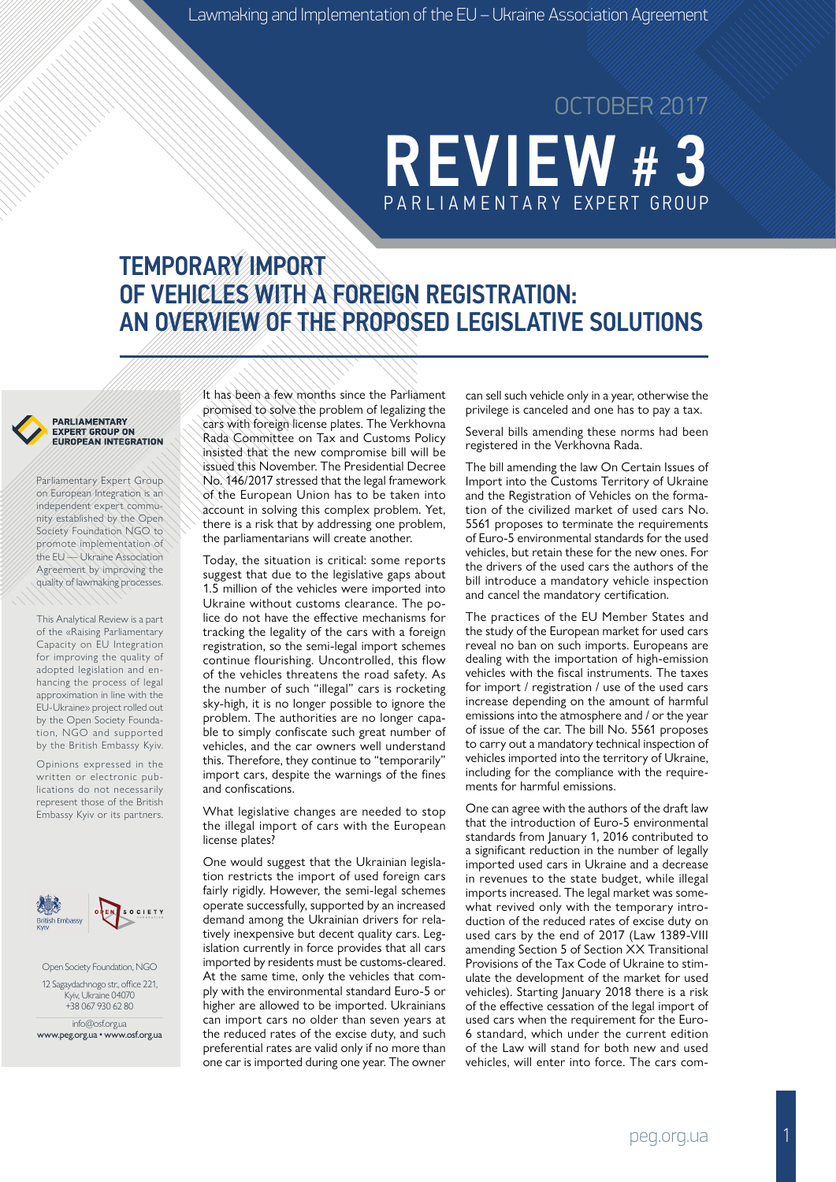OCTOBER 2017

# REVIEW # 3

PARLIAMENTARY EXPERT GROUP

## TEMPORARY IMPORT OF VEHICLES WITH A FOREIGN REGISTRATION: AN OVERVIEW OF THE PROPOSED LEGISLATIVE SOLUTIONS

**PARLIAMENTARY EXPERT GROUP ON EUROPEAN INTEGRATION**

Parliamentary Expert Group on European Integration is an independent expert community established by the Open Society Foundation NGO to promote implementation of the EU — Ukraine Association Agreement by improving the quality of lawmaking processes.

This Analytical Review is a part of the «Raising Parliamentary Capacity on EU Integration for improving the quality of adopted legislation and enhancing the process of legal approximation in line with the EU-Ukraine» project rolled out by the Open Society Foundation, NGO and supported by the British Embassy Kyiv.

Opinions expressed in the written or electronic publications do not necessarily represent those of the British Embassy Kyiv or its partners.

British Embassy Kyiv

Open Society Foundation

Open Society Foundation, NGO
12 Sagaydachnogo str., office 221, Kyiv, Ukraine 04070
+38 067 930 62 80
info@osf.org.ua
www.peg.org.ua • www.osf.org.ua

It has been a few months since the Parliament promised to solve the problem of legalizing the cars with foreign license plates. The Verkhovna Rada Committee on Tax and Customs Policy insisted that the new compromise bill will be issued this November. The Presidential Decree No. 146/2017 stressed that the legal framework of the European Union has to be taken into account in solving this complex problem. Yet, there is a risk that by addressing one problem, the parliamentarians will create another.

Today, the situation is critical: some reports suggest that due to the legislative gaps about 1.5 million of the vehicles were imported into Ukraine without customs clearance. The police do not have the effective mechanisms for tracking the legality of the cars with a foreign registration, so the semi-legal import schemes continue flourishing. Uncontrolled, this flow of the vehicles threatens the road safety. As the number of such "illegal" cars is rocketing sky-high, it is no longer possible to ignore the problem. The authorities are no longer capable to simply confiscate such great number of vehicles, and the car owners well understand this. Therefore, they continue to "temporarily" import cars, despite the warnings of the fines and confiscations.

What legislative changes are needed to stop the illegal import of cars with the European license plates?

One would suggest that the Ukrainian legislation restricts the import of used foreign cars fairly rigidly. However, the semi-legal schemes operate successfully, supported by an increased demand among the Ukrainian drivers for relatively inexpensive but decent quality cars. Legislation currently in force provides that all cars imported by residents must be customs-cleared. At the same time, only the vehicles that comply with the environmental standard Euro-5 or higher are allowed to be imported. Ukrainians can import cars no older than seven years at the reduced rates of the excise duty, and such preferential rates are valid only if no more than one car is imported during one year. The owner can sell such vehicle only in a year, otherwise the privilege is canceled and one has to pay a tax.

Several bills amending these norms had been registered in the Verkhovna Rada.

The bill amending the law On Certain Issues of Import into the Customs Territory of Ukraine and the Registration of Vehicles on the formation of the civilized market of used cars No. 5561 proposes to terminate the requirements of Euro-5 environmental standards for the used vehicles, but retain these for the new ones. For the drivers of the used cars the authors of the bill introduce a mandatory vehicle inspection and cancel the mandatory certification.

The practices of the EU Member States and the study of the European market for used cars reveal no ban on such imports. Europeans are dealing with the importation of high-emission vehicles with the fiscal instruments. The taxes for import / registration / use of the used cars increase depending on the amount of harmful emissions into the atmosphere and / or the year of issue of the car. The bill No. 5561 proposes to carry out a mandatory technical inspection of vehicles imported into the territory of Ukraine, including for the compliance with the requirements for harmful emissions.

One can agree with the authors of the draft law that the introduction of Euro-5 environmental standards from January 1, 2016 contributed to a significant reduction in the number of legally imported used cars in Ukraine and a decrease in revenues to the state budget, while illegal imports increased. The legal market was somewhat revived only with the temporary introduction of the reduced rates of excise duty on used cars by the end of 2017 (Law 1389-VIII amending Section 5 of Section XX Transitional Provisions of the Tax Code of Ukraine to stimulate the development of the market for used vehicles). Starting January 2018 there is a risk of the effective cessation of the legal import of used cars when the requirement for the Euro-6 standard, which under the current edition of the Law will stand for both new and used vehicles, will enter into force. The cars com-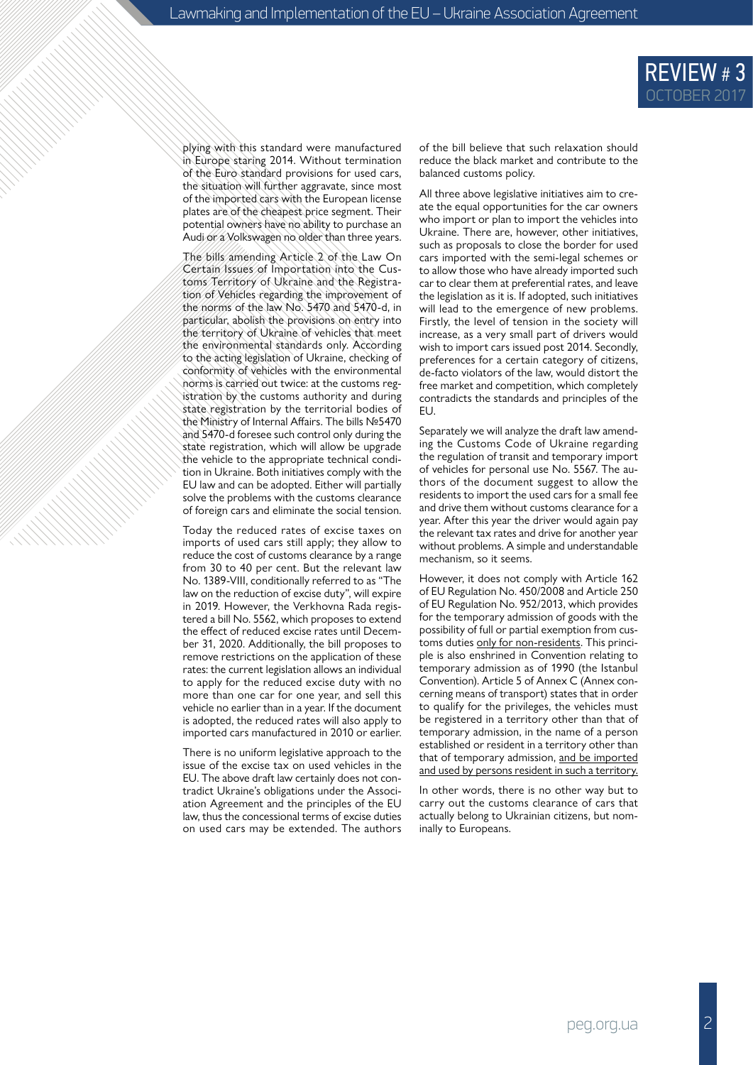plying with this standard were manufactured in Europe staring 2014. Without termination of the Euro standard provisions for used cars, the situation will further aggravate, since most of the imported cars with the European license plates are of the cheapest price segment. Their potential owners have no ability to purchase an Audi or a Volkswagen no older than three years.

The bills amending Article 2 of the Law On Certain Issues of Importation into the Customs Territory of Ukraine and the Registration of Vehicles regarding the improvement of the norms of the law No. 5470 and 5470-d, in particular, abolish the provisions on entry into the territory of Ukraine of vehicles that meet the environmental standards only. According to the acting legislation of Ukraine, checking of conformity of vehicles with the environmental norms is carried out twice: at the customs registration by the customs authority and during state registration by the territorial bodies of the Ministry of Internal Affairs. The bills №5470 and 5470-d foresee such control only during the state registration, which will allow be upgrade the vehicle to the appropriate technical condition in Ukraine. Both initiatives comply with the EU law and can be adopted. Either will partially solve the problems with the customs clearance of foreign cars and eliminate the social tension.

Today the reduced rates of excise taxes on imports of used cars still apply; they allow to reduce the cost of customs clearance by a range from 30 to 40 per cent. But the relevant law No. 1389-VIII, conditionally referred to as "The law on the reduction of excise duty", will expire in 2019. However, the Verkhovna Rada registered a bill No. 5562, which proposes to extend the effect of reduced excise rates until December 31, 2020. Additionally, the bill proposes to remove restrictions on the application of these rates: the current legislation allows an individual to apply for the reduced excise duty with no more than one car for one year, and sell this vehicle no earlier than in a year. If the document is adopted, the reduced rates will also apply to imported cars manufactured in 2010 or earlier.

There is no uniform legislative approach to the issue of the excise tax on used vehicles in the EU. The above draft law certainly does not contradict Ukraine's obligations under the Association Agreement and the principles of the EU law, thus the concessional terms of excise duties on used cars may be extended. The authors of the bill believe that such relaxation should reduce the black market and contribute to the balanced customs policy.

All three above legislative initiatives aim to create the equal opportunities for the car owners who import or plan to import the vehicles into Ukraine. There are, however, other initiatives, such as proposals to close the border for used cars imported with the semi-legal schemes or to allow those who have already imported such car to clear them at preferential rates, and leave the legislation as it is. If adopted, such initiatives will lead to the emergence of new problems. Firstly, the level of tension in the society will increase, as a very small part of drivers would wish to import cars issued post 2014. Secondly, preferences for a certain category of citizens, de-facto violators of the law, would distort the free market and competition, which completely contradicts the standards and principles of the EU.

Separately we will analyze the draft law amending the Customs Code of Ukraine regarding the regulation of transit and temporary import of vehicles for personal use No. 5567. The authors of the document suggest to allow the residents to import the used cars for a small fee and drive them without customs clearance for a year. After this year the driver would again pay the relevant tax rates and drive for another year without problems. A simple and understandable mechanism, so it seems.

However, it does not comply with Article 162 of EU Regulation No. 450/2008 and Article 250 of EU Regulation No. 952/2013, which provides for the temporary admission of goods with the possibility of full or partial exemption from customs duties only for non-residents. This principle is also enshrined in Convention relating to temporary admission as of 1990 (the Istanbul Convention). Article 5 of Annex C (Annex concerning means of transport) states that in order to qualify for the privileges, the vehicles must be registered in a territory other than that of temporary admission, in the name of a person established or resident in a territory other than that of temporary admission, and be imported and used by persons resident in such a territory.

In other words, there is no other way but to carry out the customs clearance of cars that actually belong to Ukrainian citizens, but nominally to Europeans.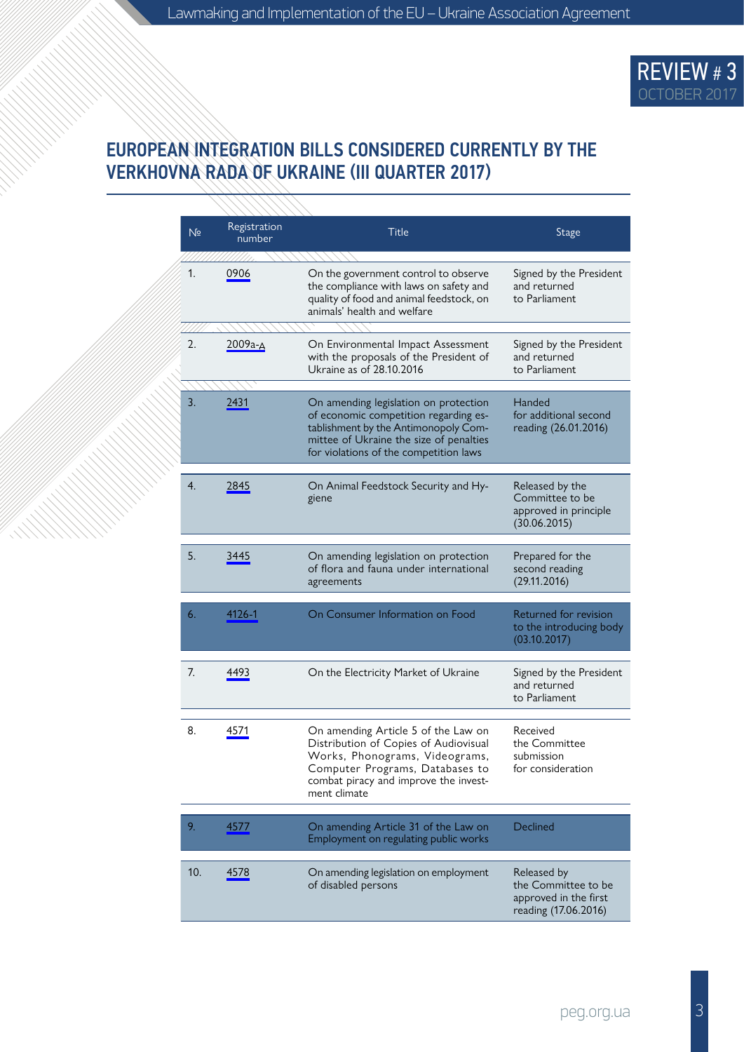## EUROPEAN INTEGRATION BILLS CONSIDERED CURRENTLY BY THE VERKHOVNA RADA OF UKRAINE (III QUARTER 2017)

| № | Registration number | Title | Stage |
|---|---|---|---|
| 1. | 0906 | On the government control to observe the compliance with laws on safety and quality of food and animal feedstock, on animals' health and welfare | Signed by the President and returned to Parliament |
| 2. | 2009а-д | On Environmental Impact Assessment with the proposals of the President of Ukraine as of 28.10.2016 | Signed by the President and returned to Parliament |
| 3. | 2431 | On amending legislation on protection of economic competition regarding establishment by the Antimonopoly Committee of Ukraine the size of penalties for violations of the competition laws | Handed for additional second reading (26.01.2016) |
| 4. | 2845 | On Animal Feedstock Security and Hygiene | Released by the Committee to be approved in principle (30.06.2015) |
| 5. | 3445 | On amending legislation on protection of flora and fauna under international agreements | Prepared for the second reading (29.11.2016) |
| 6. | 4126-1 | On Consumer Information on Food | Returned for revision to the introducing body (03.10.2017) |
| 7. | 4493 | On the Electricity Market of Ukraine | Signed by the President and returned to Parliament |
| 8. | 4571 | On amending Article 5 of the Law on Distribution of Copies of Audiovisual Works, Phonograms, Videograms, Computer Programs, Databases to combat piracy and improve the investment climate | Received the Committee submission for consideration |
| 9. | 4577 | On amending Article 31 of the Law on Employment on regulating public works | Declined |
| 10. | 4578 | On amending legislation on employment of disabled persons | Released by the Committee to be approved in the first reading (17.06.2016) |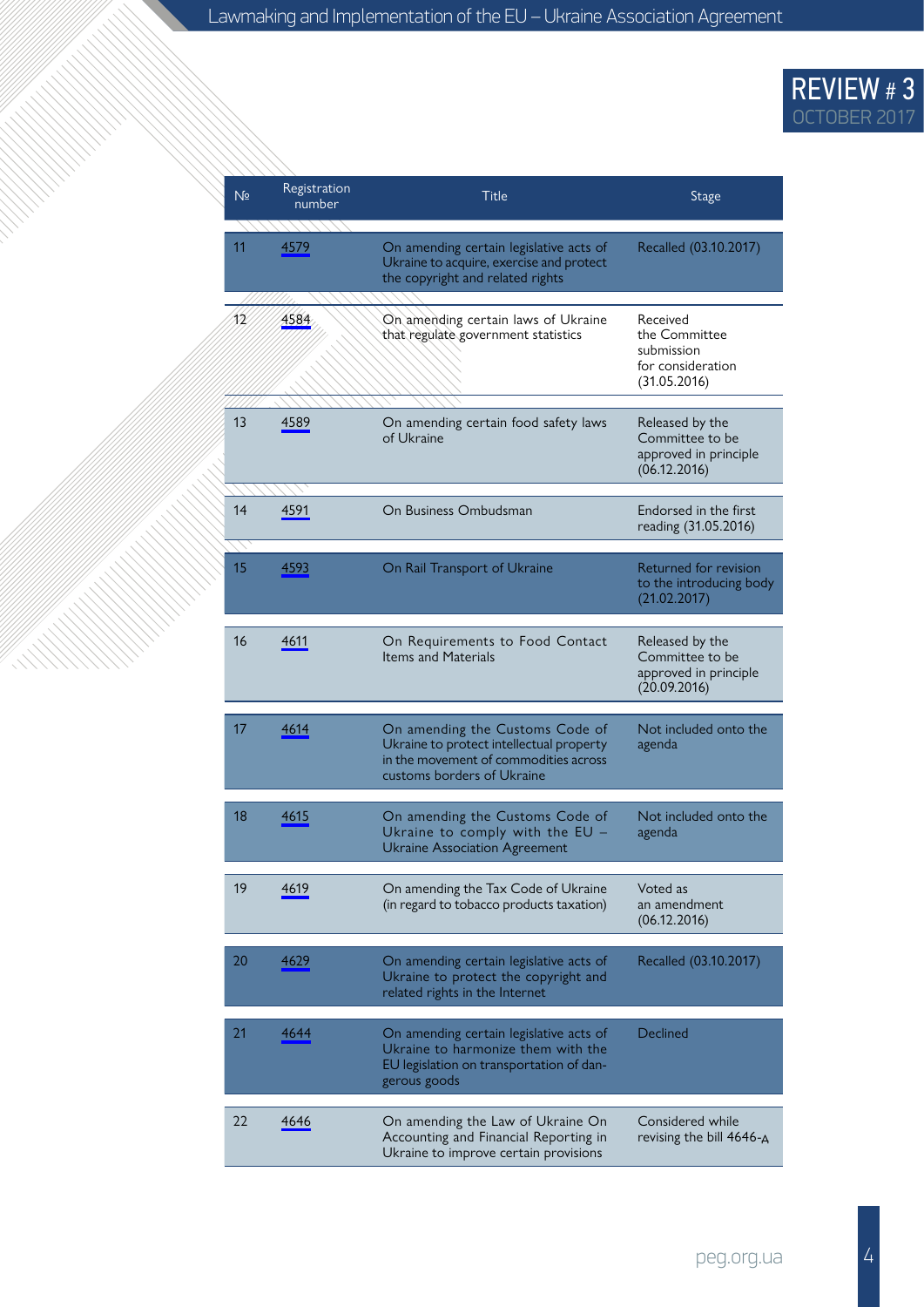| № | Registration number | Title | Stage |
|---|---|---|---|
| 11 | 4579 | On amending certain legislative acts of Ukraine to acquire, exercise and protect the copyright and related rights | Recalled (03.10.2017) |
| 12 | 4584 | On amending certain laws of Ukraine that regulate government statistics | Received the Committee submission for consideration (31.05.2016) |
| 13 | 4589 | On amending certain food safety laws of Ukraine | Released by the Committee to be approved in principle (06.12.2016) |
| 14 | 4591 | On Business Ombudsman | Endorsed in the first reading (31.05.2016) |
| 15 | 4593 | On Rail Transport of Ukraine | Returned for revision to the introducing body (21.02.2017) |
| 16 | 4611 | On Requirements to Food Contact Items and Materials | Released by the Committee to be approved in principle (20.09.2016) |
| 17 | 4614 | On amending the Customs Code of Ukraine to protect intellectual property in the movement of commodities across customs borders of Ukraine | Not included onto the agenda |
| 18 | 4615 | On amending the Customs Code of Ukraine to comply with the EU – Ukraine Association Agreement | Not included onto the agenda |
| 19 | 4619 | On amending the Tax Code of Ukraine (in regard to tobacco products taxation) | Voted as an amendment (06.12.2016) |
| 20 | 4629 | On amending certain legislative acts of Ukraine to protect the copyright and related rights in the Internet | Recalled (03.10.2017) |
| 21 | 4644 | On amending certain legislative acts of Ukraine to harmonize them with the EU legislation on transportation of dangerous goods | Declined |
| 22 | 4646 | On amending the Law of Ukraine On Accounting and Financial Reporting in Ukraine to improve certain provisions | Considered while revising the bill 4646-А |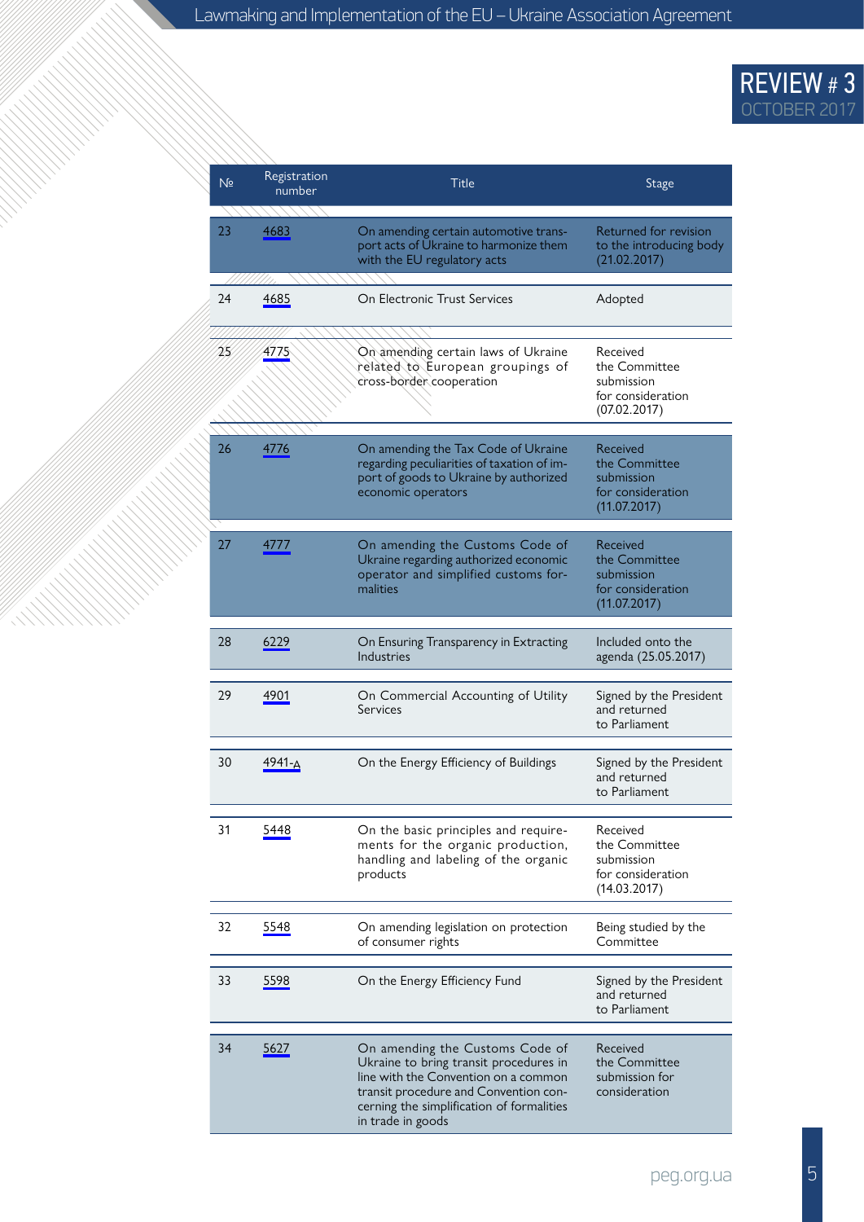| № | Registration number | Title | Stage |
|---|---|---|---|
| 23 | 4683 | On amending certain automotive transport acts of Ukraine to harmonize them with the EU regulatory acts | Returned for revision to the introducing body (21.02.2017) |
| 24 | 4685 | On Electronic Trust Services | Adopted |
| 25 | 4775 | On amending certain laws of Ukraine related to European groupings of cross-border cooperation | Received the Committee submission for consideration (07.02.2017) |
| 26 | 4776 | On amending the Tax Code of Ukraine regarding peculiarities of taxation of import of goods to Ukraine by authorized economic operators | Received the Committee submission for consideration (11.07.2017) |
| 27 | 4777 | On amending the Customs Code of Ukraine regarding authorized economic operator and simplified customs formalities | Received the Committee submission for consideration (11.07.2017) |
| 28 | 6229 | On Ensuring Transparency in Extracting Industries | Included onto the agenda (25.05.2017) |
| 29 | 4901 | On Commercial Accounting of Utility Services | Signed by the President and returned to Parliament |
| 30 | 4941-д | On the Energy Efficiency of Buildings | Signed by the President and returned to Parliament |
| 31 | 5448 | On the basic principles and requirements for the organic production, handling and labeling of the organic products | Received the Committee submission for consideration (14.03.2017) |
| 32 | 5548 | On amending legislation on protection of consumer rights | Being studied by the Committee |
| 33 | 5598 | On the Energy Efficiency Fund | Signed by the President and returned to Parliament |
| 34 | 5627 | On amending the Customs Code of Ukraine to bring transit procedures in line with the Convention on a common transit procedure and Convention concerning the simplification of formalities in trade in goods | Received the Committee submission for consideration |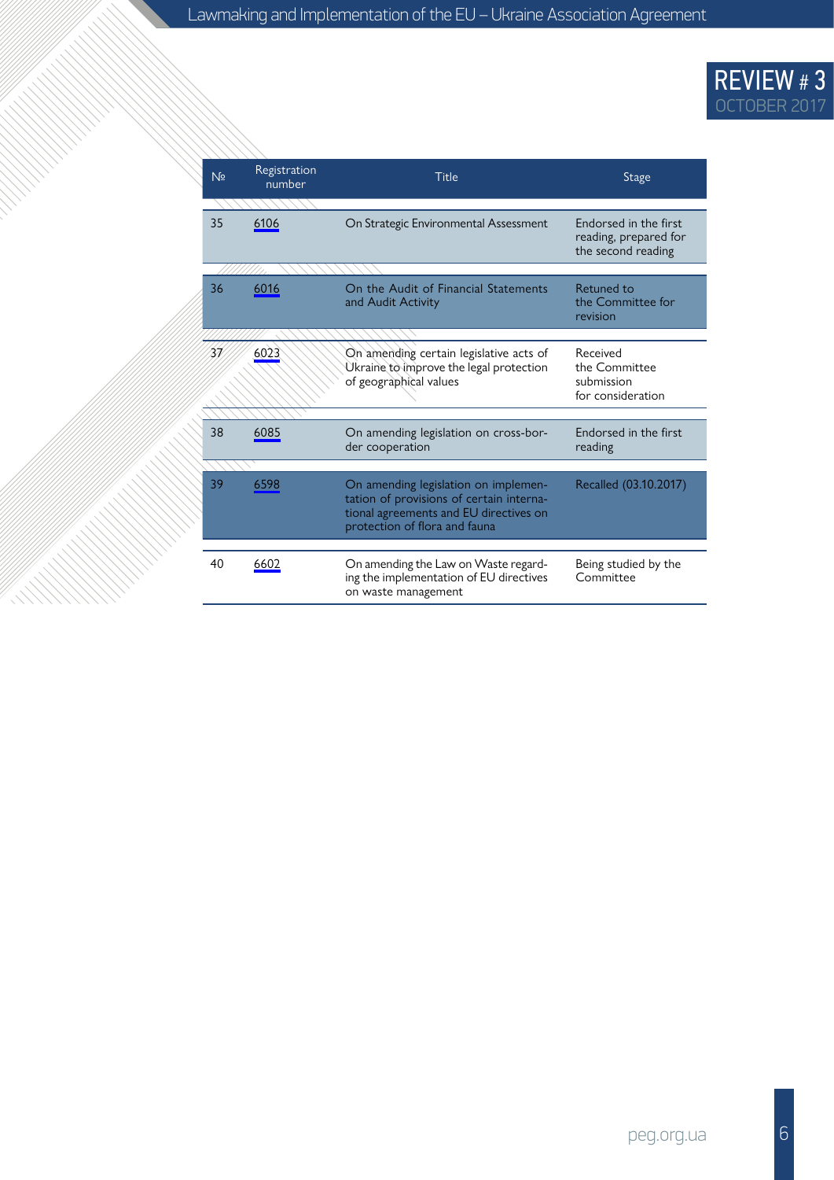| № | Registration number | Title | Stage |
|---|---|---|---|
| 35 | 6106 | On Strategic Environmental Assessment | Endorsed in the first reading, prepared for the second reading |
| 36 | 6016 | On the Audit of Financial Statements and Audit Activity | Retuned to the Committee for revision |
| 37 | 6023 | On amending certain legislative acts of Ukraine to improve the legal protection of geographical values | Received the Committee submission for consideration |
| 38 | 6085 | On amending legislation on cross-border cooperation | Endorsed in the first reading |
| 39 | 6598 | On amending legislation on implementation of provisions of certain international agreements and EU directives on protection of flora and fauna | Recalled (03.10.2017) |
| 40 | 6602 | On amending the Law on Waste regarding the implementation of EU directives on waste management | Being studied by the Committee |